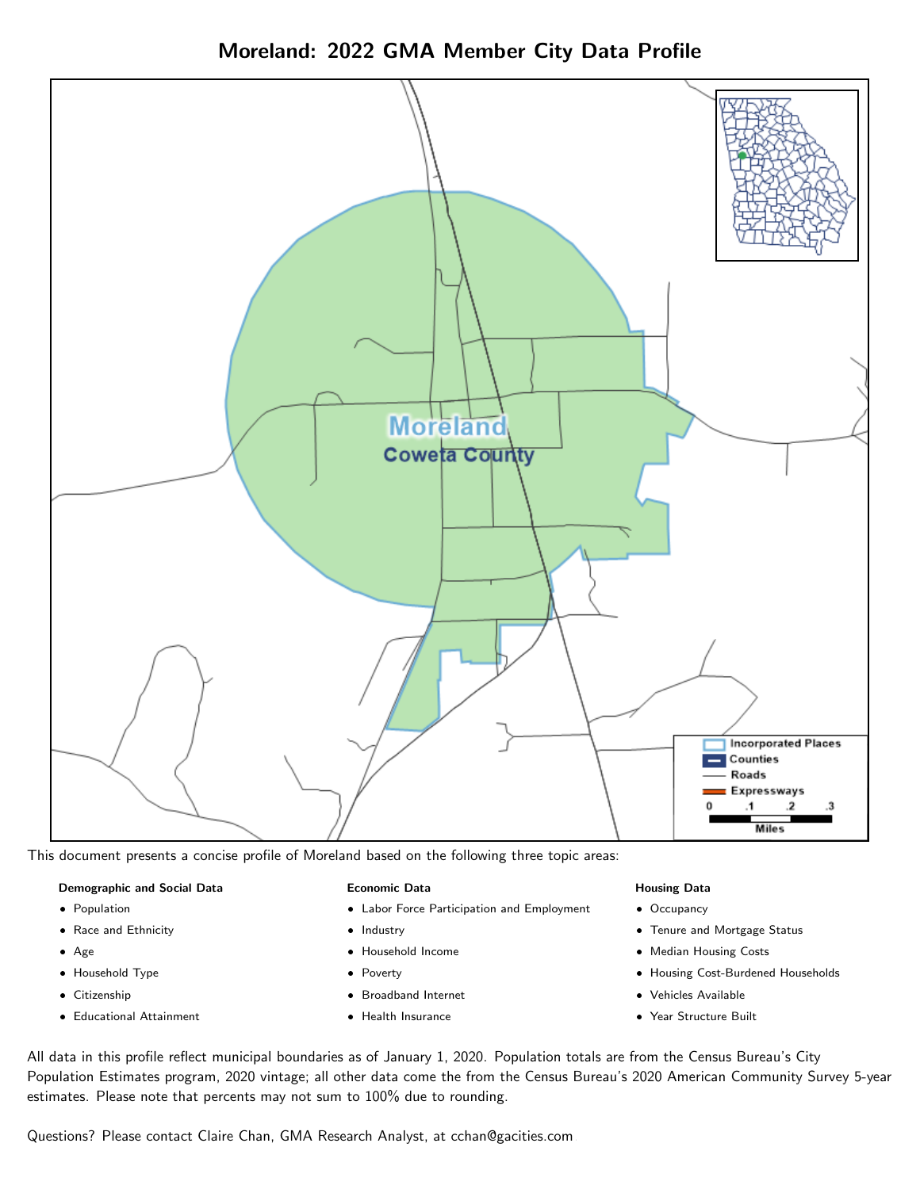# Moreland: 2022 GMA Member City Data Profile

Moreland

Coweta County

Incorporated Places
Counties
Roads
Expressways

0 .1 .2 .3
Miles

This document presents a concise profile of Moreland based on the following three topic areas:

**Demographic and Social Data**

- Population
- Race and Ethnicity
- Age
- Household Type
- Citizenship
- Educational Attainment

**Economic Data**

- Labor Force Participation and Employment
- Industry
- Household Income
- Poverty
- Broadband Internet
- Health Insurance

**Housing Data**

- Occupancy
- Tenure and Mortgage Status
- Median Housing Costs
- Housing Cost-Burdened Households
- Vehicles Available
- Year Structure Built

All data in this profile reflect municipal boundaries as of January 1, 2020. Population totals are from the Census Bureau's City Population Estimates program, 2020 vintage; all other data come the from the Census Bureau's 2020 American Community Survey 5-year estimates. Please note that percents may not sum to 100% due to rounding.

Questions? Please contact Claire Chan, GMA Research Analyst, at cchan@gacities.com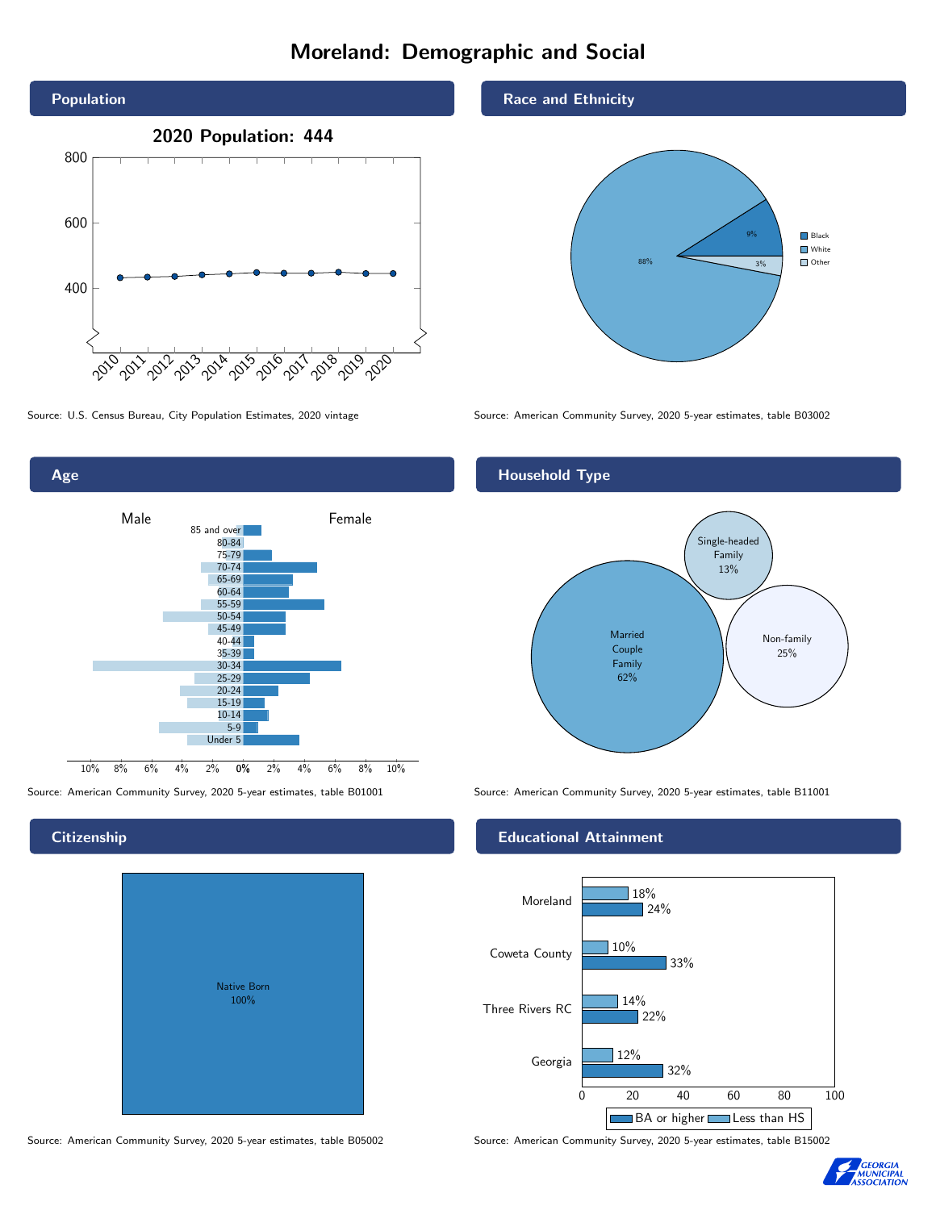# Moreland: Demographic and Social

## Population

2020 Population: 444

Source: U.S. Census Bureau, City Population Estimates, 2020 vintage

## Race and Ethnicity

| Race | Percent |
|---|---|
| Black | 9% |
| White | 88% |
| Other | 3% |

Source: American Community Survey, 2020 5-year estimates, table B03002

## Age

Male / Female

Age groups: 85 and over, 80-84, 75-79, 70-74, 65-69, 60-64, 55-59, 50-54, 45-49, 40-44, 35-39, 30-34, 25-29, 20-24, 15-19, 10-14, 5-9, Under 5

Source: American Community Survey, 2020 5-year estimates, table B01001

## Household Type

| Household Type | Percent |
|---|---|
| Married Couple Family | 62% |
| Single-headed Family | 13% |
| Non-family | 25% |

Source: American Community Survey, 2020 5-year estimates, table B11001

## Citizenship

Native Born 100%

Source: American Community Survey, 2020 5-year estimates, table B05002

## Educational Attainment

| | Less than HS | BA or higher |
|---|---|---|
| Moreland | 18% | 24% |
| Coweta County | 10% | 33% |
| Three Rivers RC | 14% | 22% |
| Georgia | 12% | 32% |

Source: American Community Survey, 2020 5-year estimates, table B15002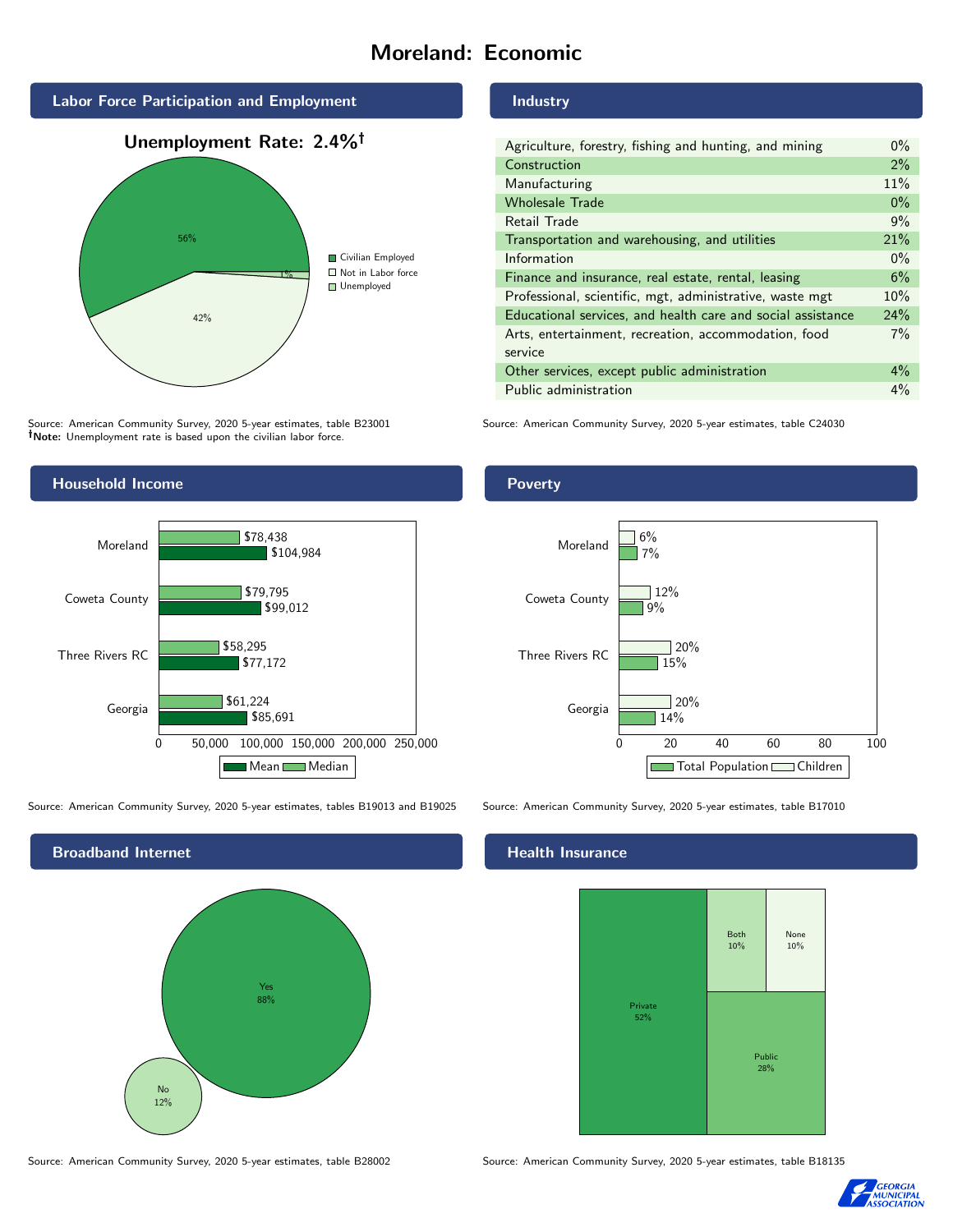# Moreland: Economic

## Labor Force Participation and Employment

**Unemployment Rate: 2.4%†**

| Category | Percent |
| --- | --- |
| Civilian Employed | 56% |
| Not in Labor force | 42% |
| Unemployed | 1% |

Source: American Community Survey, 2020 5-year estimates, table B23001
**†Note:** Unemployment rate is based upon the civilian labor force.

## Industry

| Industry | Percent |
| --- | --- |
| Agriculture, forestry, fishing and hunting, and mining | 0% |
| Construction | 2% |
| Manufacturing | 11% |
| Wholesale Trade | 0% |
| Retail Trade | 9% |
| Transportation and warehousing, and utilities | 21% |
| Information | 0% |
| Finance and insurance, real estate, rental, leasing | 6% |
| Professional, scientific, mgt, administrative, waste mgt | 10% |
| Educational services, and health care and social assistance | 24% |
| Arts, entertainment, recreation, accommodation, food service | 7% |
| Other services, except public administration | 4% |
| Public administration | 4% |

Source: American Community Survey, 2020 5-year estimates, table C24030

## Household Income

| | Median | Mean |
| --- | --- | --- |
| Moreland | $78,438 | $104,984 |
| Coweta County | $79,795 | $99,012 |
| Three Rivers RC | $58,295 | $77,172 |
| Georgia | $61,224 | $85,691 |

Source: American Community Survey, 2020 5-year estimates, tables B19013 and B19025

## Poverty

| | Children | Total Population |
| --- | --- | --- |
| Moreland | 6% | 7% |
| Coweta County | 12% | 9% |
| Three Rivers RC | 20% | 15% |
| Georgia | 20% | 14% |

Source: American Community Survey, 2020 5-year estimates, table B17010

## Broadband Internet

| | Percent |
| --- | --- |
| Yes | 88% |
| No | 12% |

Source: American Community Survey, 2020 5-year estimates, table B28002

## Health Insurance

| | Percent |
| --- | --- |
| Private | 52% |
| Public | 28% |
| Both | 10% |
| None | 10% |

Source: American Community Survey, 2020 5-year estimates, table B18135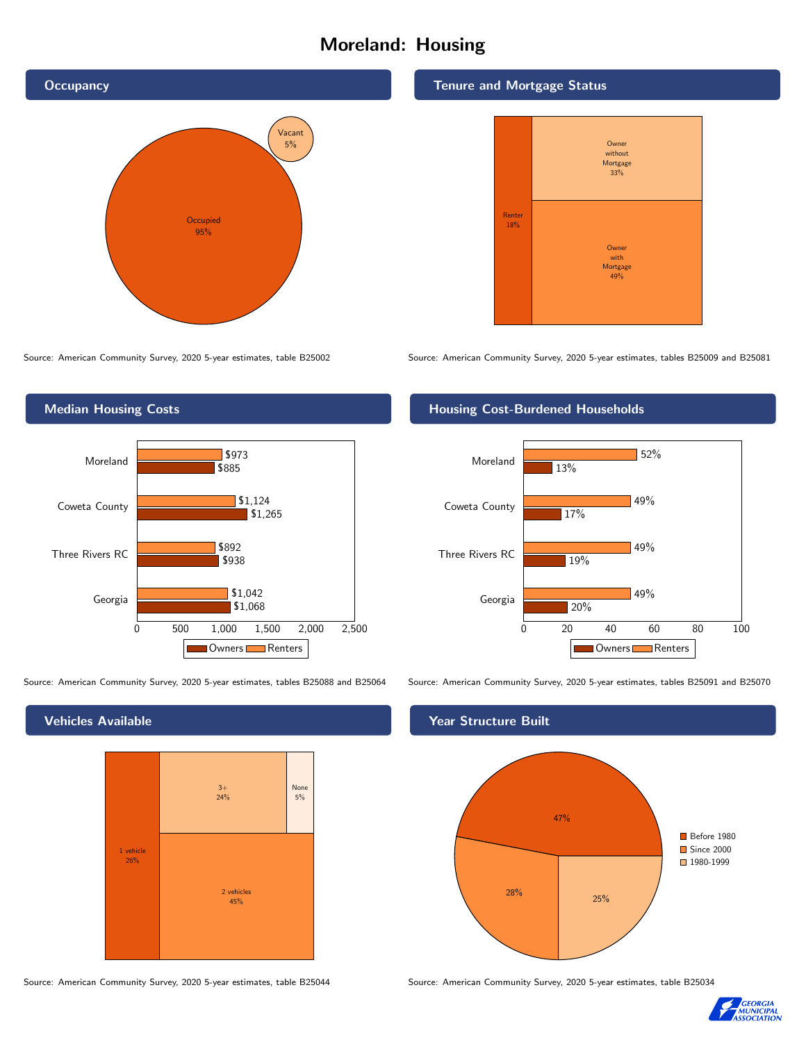# Moreland: Housing

## Occupancy

Occupied
95%

Vacant
5%

Source: American Community Survey, 2020 5-year estimates, table B25002

## Tenure and Mortgage Status

Renter
18%

Owner
without
Mortgage
33%

Owner
with
Mortgage
49%

Source: American Community Survey, 2020 5-year estimates, tables B25009 and B25081

## Median Housing Costs

Moreland
$973
$885

Coweta County
$1,124
$1,265

Three Rivers RC
$892
$938

Georgia
$1,042
$1,068

0
500
1,000
1,500
2,000
2,500

Owners
Renters

Source: American Community Survey, 2020 5-year estimates, tables B25088 and B25064

## Housing Cost-Burdened Households

Moreland
52%
13%

Coweta County
49%
17%

Three Rivers RC
49%
19%

Georgia
49%
20%

0
20
40
60
80
100

Owners
Renters

Source: American Community Survey, 2020 5-year estimates, tables B25091 and B25070

## Vehicles Available

1 vehicle
26%

3+
24%

None
5%

2 vehicles
45%

Source: American Community Survey, 2020 5-year estimates, table B25044

## Year Structure Built

47%
28%
25%

Before 1980
Since 2000
1980-1999

Source: American Community Survey, 2020 5-year estimates, table B25034